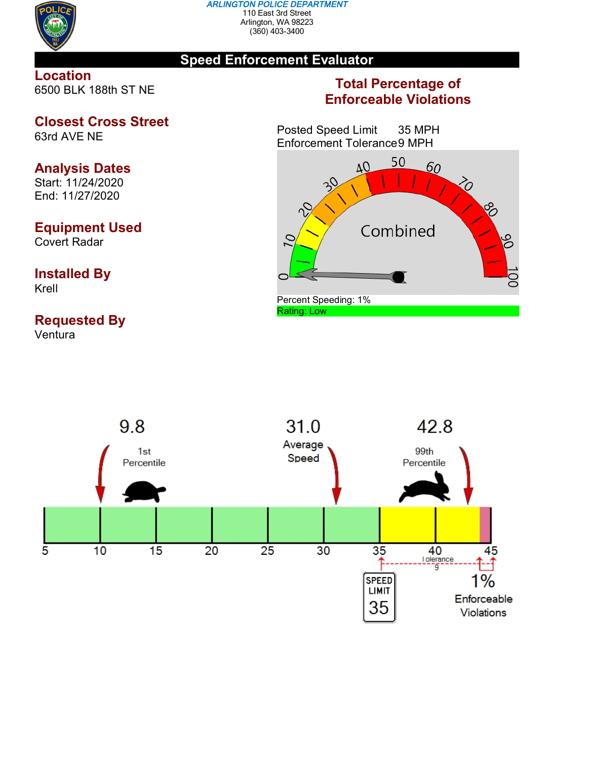**ARLINGTON POLICE DEPARTMENT**
110 East 3rd Street
Arlington, WA 98223
(360) 403-3400

# Speed Enforcement Evaluator

**Location**
6500 BLK 188th ST NE

**Closest Cross Street**
63rd AVE NE

**Analysis Dates**
Start: 11/24/2020
End: 11/27/2020

**Equipment Used**
Covert Radar

**Installed By**
Krell

**Requested By**
Ventura

## Total Percentage of Enforceable Violations

Posted Speed Limit 35 MPH
Enforcement Tolerance 9 MPH

Combined

Percent Speeding: 1%
Rating: Low

9.8 — 1st Percentile

31.0 — Average Speed

42.8 — 99th Percentile

Speed Limit 35

Tolerance 9

1% Enforceable Violations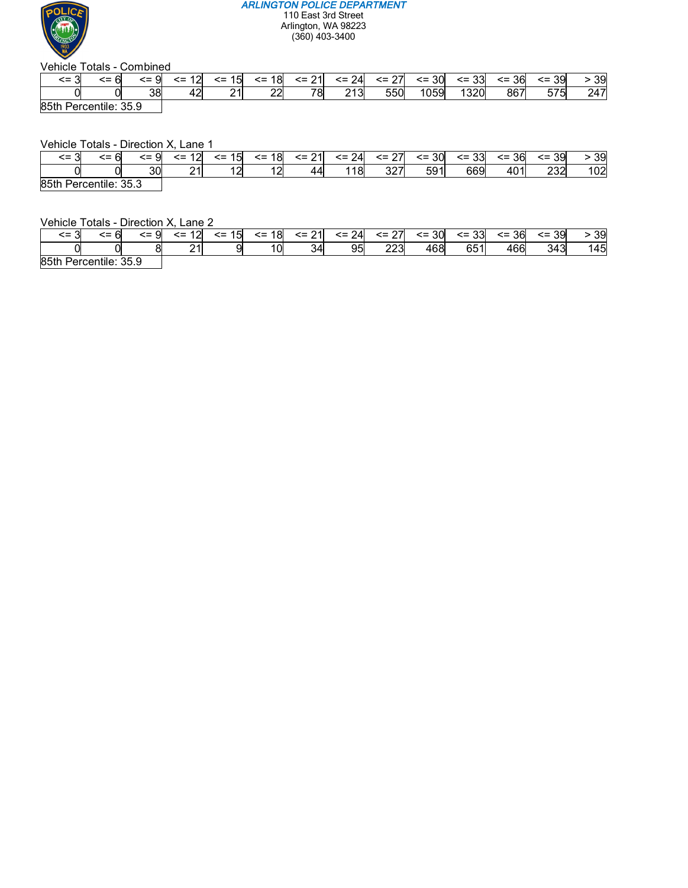ARLINGTON POLICE DEPARTMENT
110 East 3rd Street
Arlington, WA 98223
(360) 403-3400

Vehicle Totals - Combined

| <= 3 | <= 6 | <= 9 | <= 12 | <= 15 | <= 18 | <= 21 | <= 24 | <= 27 | <= 30 | <= 33 | <= 36 | <= 39 | > 39 |
|---|---|---|---|---|---|---|---|---|---|---|---|---|---|
| 0 | 0 | 38 | 42 | 21 | 22 | 78 | 213 | 550 | 1059 | 1320 | 867 | 575 | 247 |

85th Percentile: 35.9

Vehicle Totals - Direction X, Lane 1

| <= 3 | <= 6 | <= 9 | <= 12 | <= 15 | <= 18 | <= 21 | <= 24 | <= 27 | <= 30 | <= 33 | <= 36 | <= 39 | > 39 |
|---|---|---|---|---|---|---|---|---|---|---|---|---|---|
| 0 | 0 | 30 | 21 | 12 | 12 | 44 | 118 | 327 | 591 | 669 | 401 | 232 | 102 |

85th Percentile: 35.3

Vehicle Totals - Direction X, Lane 2

| <= 3 | <= 6 | <= 9 | <= 12 | <= 15 | <= 18 | <= 21 | <= 24 | <= 27 | <= 30 | <= 33 | <= 36 | <= 39 | > 39 |
|---|---|---|---|---|---|---|---|---|---|---|---|---|---|
| 0 | 0 | 8 | 21 | 9 | 10 | 34 | 95 | 223 | 468 | 651 | 466 | 343 | 145 |

85th Percentile: 35.9